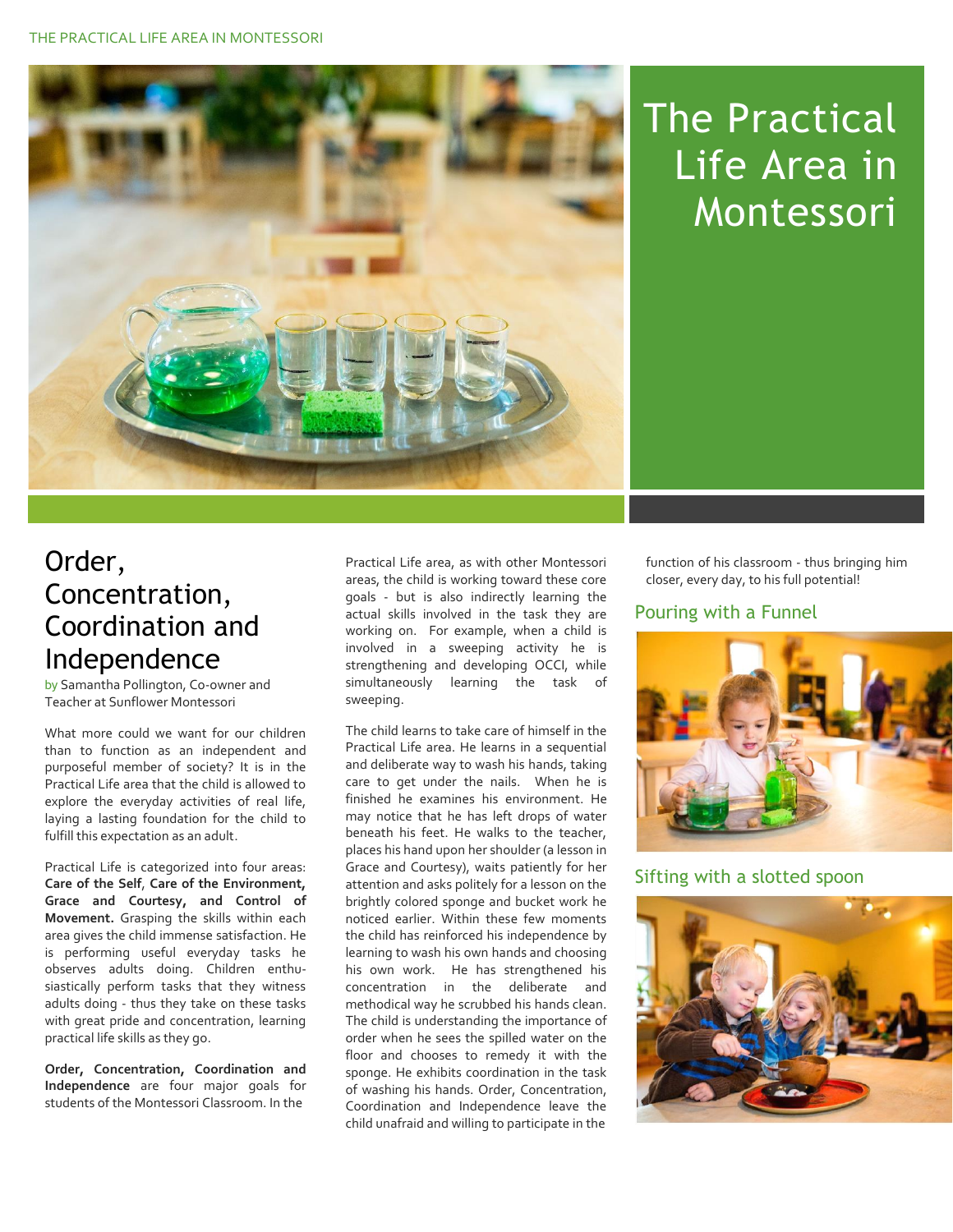# The Practical Life Area in Montessori

## Order, Concentration, Coordination and Independence

by Samantha Pollington, Co-owner and Teacher at Sunflower Montessori

What more could we want for our children than to function as an independent and purposeful member of society? It is in the Practical Life area that the child is allowed to explore the everyday activities of real life, laying a lasting foundation for the child to fulfill this expectation as an adult.

Practical Life is categorized into four areas: **Care of the Self**, **Care of the Environment, Grace and Courtesy, and Control of Movement.** Grasping the skills within each area gives the child immense satisfaction. He is performing useful everyday tasks he observes adults doing. Children enthusiastically perform tasks that they witness adults doing - thus they take on these tasks with great pride and concentration, learning practical life skills as they go.

**Order, Concentration, Coordination and Independence** are four major goals for students of the Montessori Classroom. In the Practical Life area, as with other Montessori areas, the child is working toward these core goals - but is also indirectly learning the actual skills involved in the task they are working on. For example, when a child is involved in a sweeping activity he is strengthening and developing OCCI, while simultaneously learning the task of sweeping.

The child learns to take care of himself in the Practical Life area. He learns in a sequential and deliberate way to wash his hands, taking care to get under the nails. When he is finished he examines his environment. He may notice that he has left drops of water beneath his feet. He walks to the teacher, places his hand upon her shoulder (a lesson in Grace and Courtesy), waits patiently for her attention and asks politely for a lesson on the brightly colored sponge and bucket work he noticed earlier. Within these few moments the child has reinforced his independence by learning to wash his own hands and choosing his own work. He has strengthened his concentration in the deliberate and methodical way he scrubbed his hands clean. The child is understanding the importance of order when he sees the spilled water on the floor and chooses to remedy it with the sponge. He exhibits coordination in the task of washing his hands. Order, Concentration, Coordination and Independence leave the child unafraid and willing to participate in the function of his classroom - thus bringing him closer, every day, to his full potential!

Pouring with a Funnel

Sifting with a slotted spoon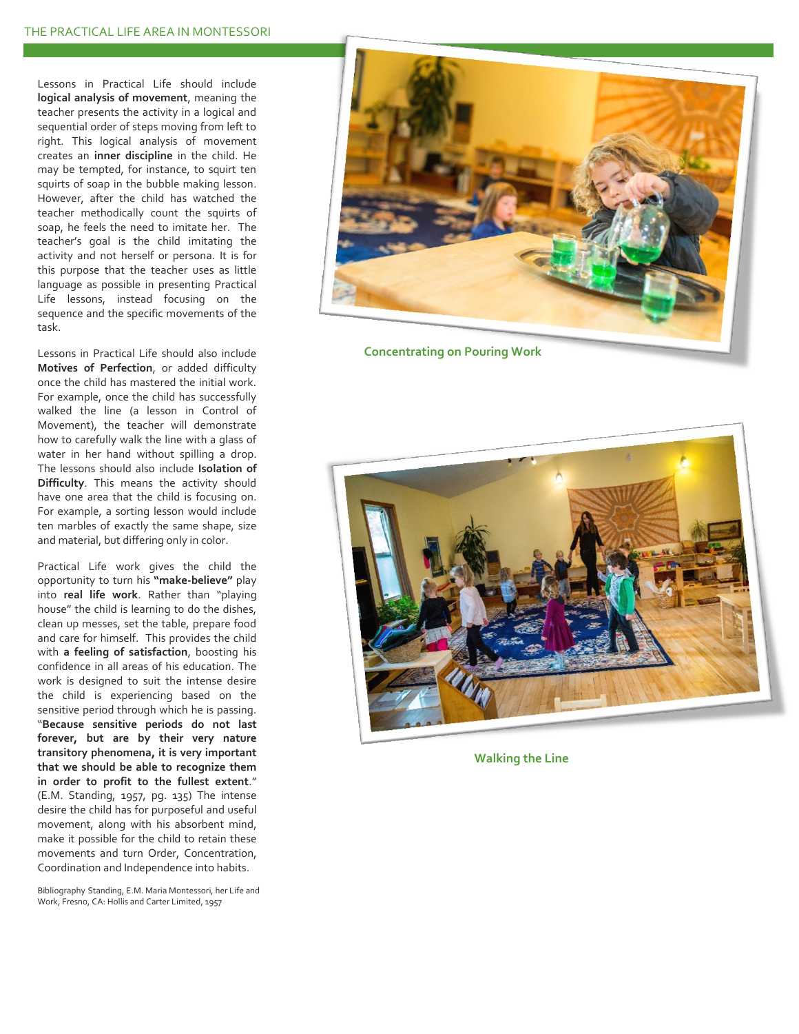Lessons in Practical Life should include **logical analysis of movement**, meaning the teacher presents the activity in a logical and sequential order of steps moving from left to right. This logical analysis of movement creates an **inner discipline** in the child. He may be tempted, for instance, to squirt ten squirts of soap in the bubble making lesson. However, after the child has watched the teacher methodically count the squirts of soap, he feels the need to imitate her. The teacher's goal is the child imitating the activity and not herself or persona. It is for this purpose that the teacher uses as little language as possible in presenting Practical Life lessons, instead focusing on the sequence and the specific movements of the task.

Lessons in Practical Life should also include **Motives of Perfection**, or added difficulty once the child has mastered the initial work. For example, once the child has successfully walked the line (a lesson in Control of Movement), the teacher will demonstrate how to carefully walk the line with a glass of water in her hand without spilling a drop. The lessons should also include **Isolation of Difficulty**. This means the activity should have one area that the child is focusing on. For example, a sorting lesson would include ten marbles of exactly the same shape, size and material, but differing only in color.

Practical Life work gives the child the opportunity to turn his **"make-believe"** play into **real life work**. Rather than "playing house" the child is learning to do the dishes, clean up messes, set the table, prepare food and care for himself. This provides the child with **a feeling of satisfaction**, boosting his confidence in all areas of his education. The work is designed to suit the intense desire the child is experiencing based on the sensitive period through which he is passing. "**Because sensitive periods do not last forever, but are by their very nature transitory phenomena, it is very important that we should be able to recognize them in order to profit to the fullest extent**." (E.M. Standing, 1957, pg. 135) The intense desire the child has for purposeful and useful movement, along with his absorbent mind, make it possible for the child to retain these movements and turn Order, Concentration, Coordination and Independence into habits.

Bibliography Standing, E.M. Maria Montessori, her Life and Work, Fresno, CA: Hollis and Carter Limited, 1957

Concentrating on Pouring Work

Walking the Line